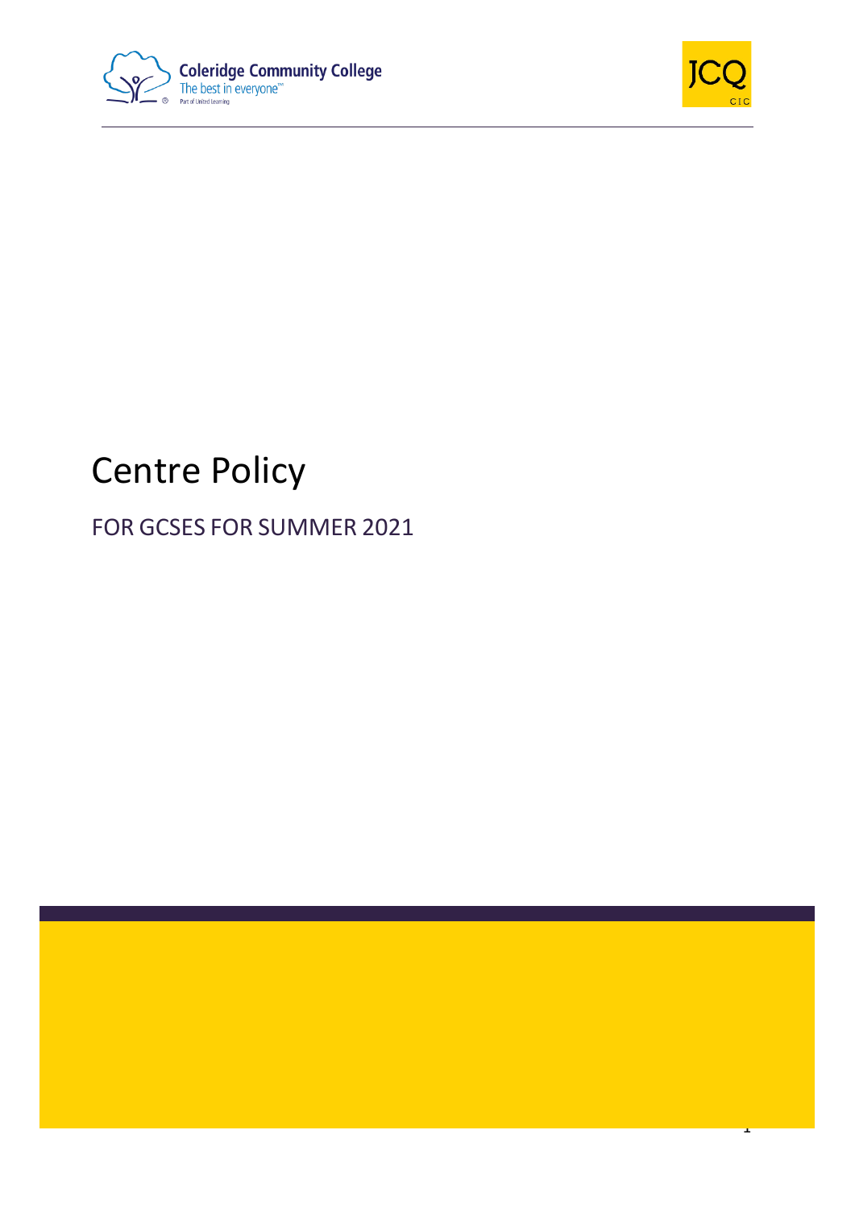Coleridge Community College

The best in everyone™

Part of United Learning

JCQ CIC

# Centre Policy

## FOR GCSES FOR SUMMER 2021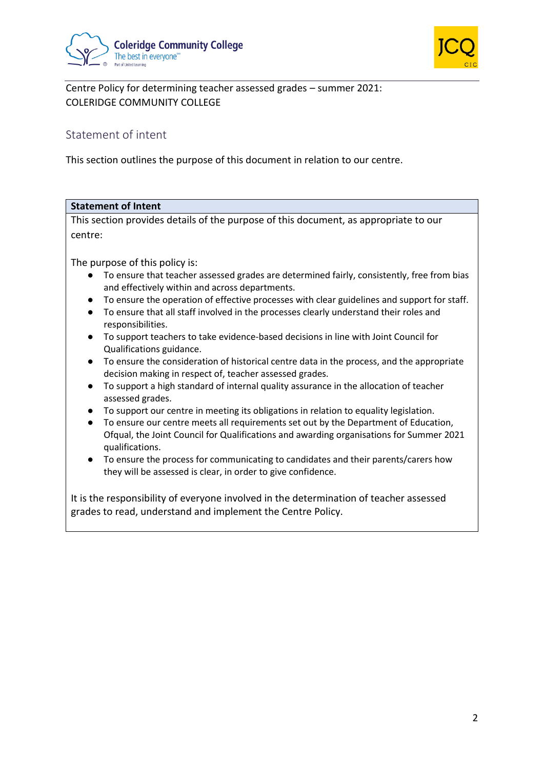Centre Policy for determining teacher assessed grades – summer 2021:
COLERIDGE COMMUNITY COLLEGE

## Statement of intent

This section outlines the purpose of this document in relation to our centre.

| **Statement of Intent** |
|---|
| This section provides details of the purpose of this document, as appropriate to our centre:<br><br>The purpose of this policy is:<br>● To ensure that teacher assessed grades are determined fairly, consistently, free from bias and effectively within and across departments.<br>● To ensure the operation of effective processes with clear guidelines and support for staff.<br>● To ensure that all staff involved in the processes clearly understand their roles and responsibilities.<br>● To support teachers to take evidence-based decisions in line with Joint Council for Qualifications guidance.<br>● To ensure the consideration of historical centre data in the process, and the appropriate decision making in respect of, teacher assessed grades.<br>● To support a high standard of internal quality assurance in the allocation of teacher assessed grades.<br>● To support our centre in meeting its obligations in relation to equality legislation.<br>● To ensure our centre meets all requirements set out by the Department of Education, Ofqual, the Joint Council for Qualifications and awarding organisations for Summer 2021 qualifications.<br>● To ensure the process for communicating to candidates and their parents/carers how they will be assessed is clear, in order to give confidence.<br><br>It is the responsibility of everyone involved in the determination of teacher assessed grades to read, understand and implement the Centre Policy. |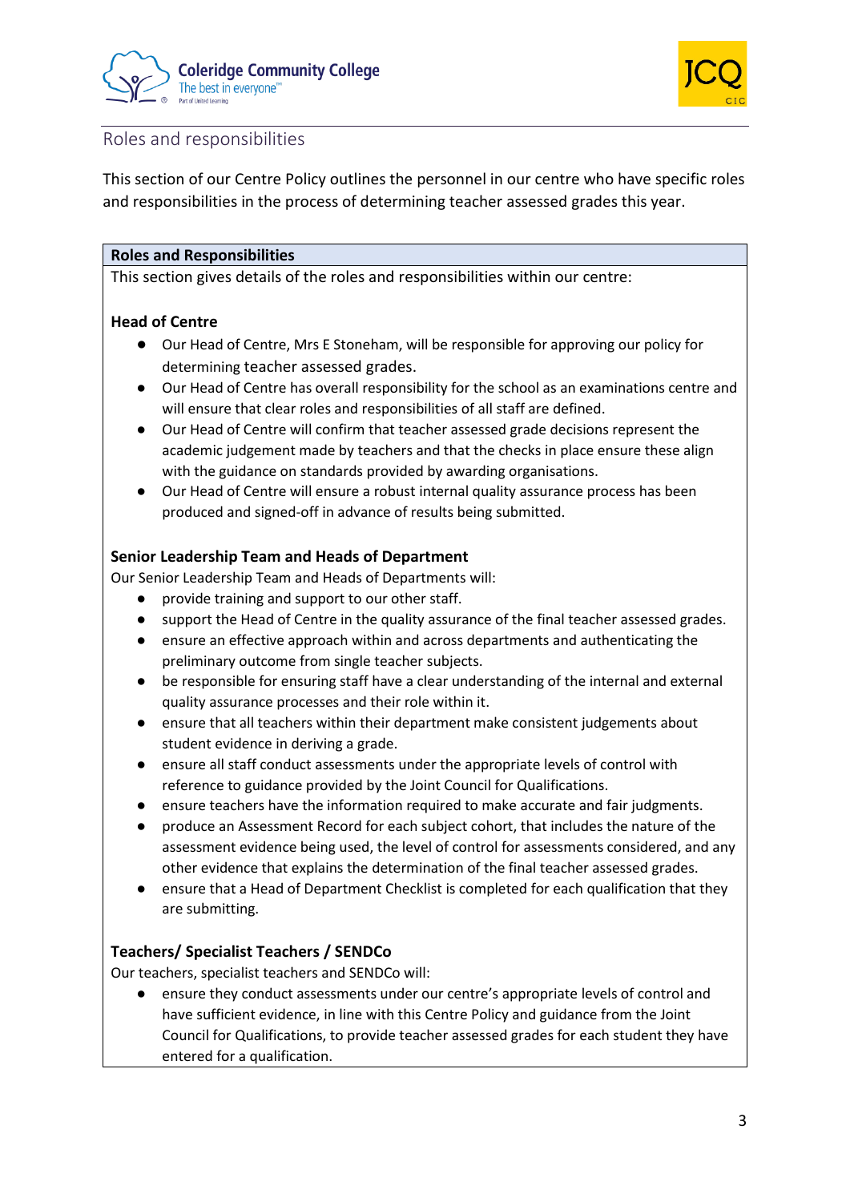## Roles and responsibilities

This section of our Centre Policy outlines the personnel in our centre who have specific roles and responsibilities in the process of determining teacher assessed grades this year.

**Roles and Responsibilities**

This section gives details of the roles and responsibilities within our centre:

**Head of Centre**

- Our Head of Centre, Mrs E Stoneham, will be responsible for approving our policy for determining teacher assessed grades.
- Our Head of Centre has overall responsibility for the school as an examinations centre and will ensure that clear roles and responsibilities of all staff are defined.
- Our Head of Centre will confirm that teacher assessed grade decisions represent the academic judgement made by teachers and that the checks in place ensure these align with the guidance on standards provided by awarding organisations.
- Our Head of Centre will ensure a robust internal quality assurance process has been produced and signed-off in advance of results being submitted.

**Senior Leadership Team and Heads of Department**

Our Senior Leadership Team and Heads of Departments will:

- provide training and support to our other staff.
- support the Head of Centre in the quality assurance of the final teacher assessed grades.
- ensure an effective approach within and across departments and authenticating the preliminary outcome from single teacher subjects.
- be responsible for ensuring staff have a clear understanding of the internal and external quality assurance processes and their role within it.
- ensure that all teachers within their department make consistent judgements about student evidence in deriving a grade.
- ensure all staff conduct assessments under the appropriate levels of control with reference to guidance provided by the Joint Council for Qualifications.
- ensure teachers have the information required to make accurate and fair judgments.
- produce an Assessment Record for each subject cohort, that includes the nature of the assessment evidence being used, the level of control for assessments considered, and any other evidence that explains the determination of the final teacher assessed grades.
- ensure that a Head of Department Checklist is completed for each qualification that they are submitting.

**Teachers/ Specialist Teachers / SENDCo**

Our teachers, specialist teachers and SENDCo will:

- ensure they conduct assessments under our centre's appropriate levels of control and have sufficient evidence, in line with this Centre Policy and guidance from the Joint Council for Qualifications, to provide teacher assessed grades for each student they have entered for a qualification.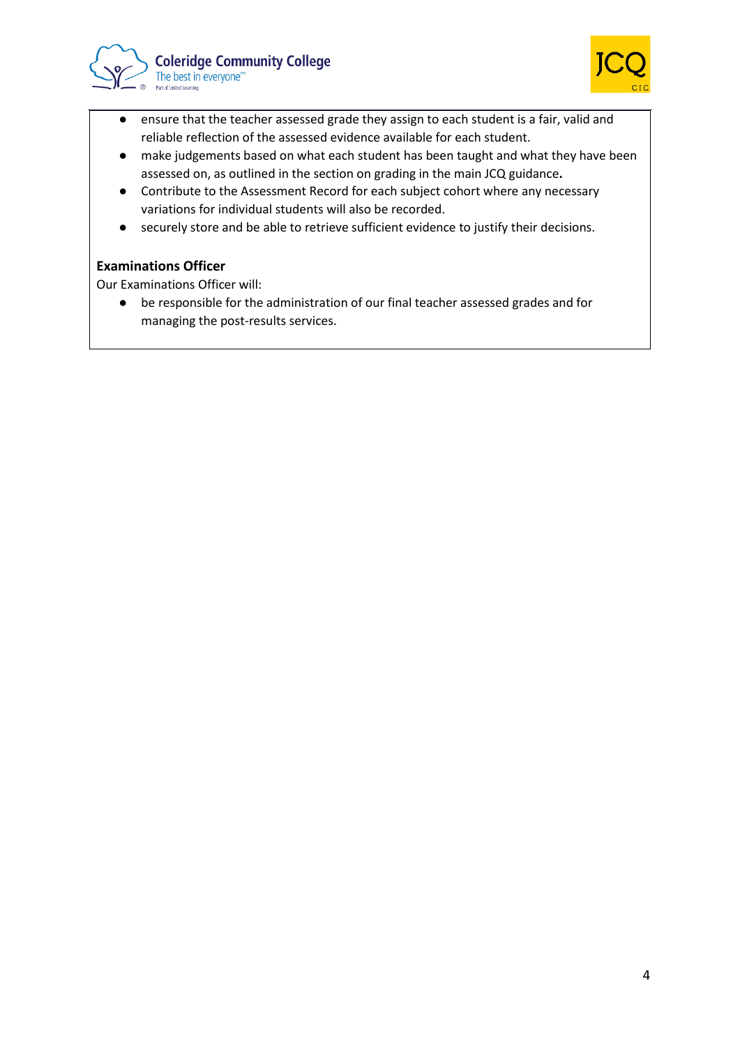- ensure that the teacher assessed grade they assign to each student is a fair, valid and reliable reflection of the assessed evidence available for each student.
- make judgements based on what each student has been taught and what they have been assessed on, as outlined in the section on grading in the main JCQ guidance**.**
- Contribute to the Assessment Record for each subject cohort where any necessary variations for individual students will also be recorded.
- securely store and be able to retrieve sufficient evidence to justify their decisions.

**Examinations Officer**

Our Examinations Officer will:

- be responsible for the administration of our final teacher assessed grades and for managing the post-results services.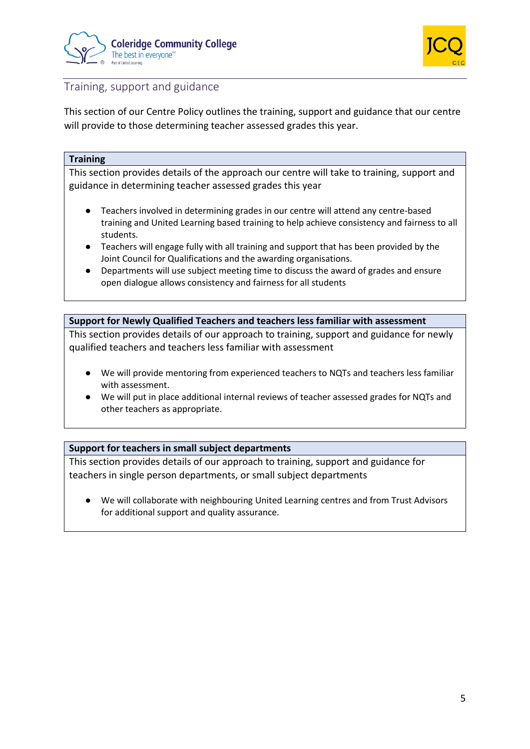## Training, support and guidance

This section of our Centre Policy outlines the training, support and guidance that our centre will provide to those determining teacher assessed grades this year.

### Training

This section provides details of the approach our centre will take to training, support and guidance in determining teacher assessed grades this year

- Teachers involved in determining grades in our centre will attend any centre-based training and United Learning based training to help achieve consistency and fairness to all students.
- Teachers will engage fully with all training and support that has been provided by the Joint Council for Qualifications and the awarding organisations.
- Departments will use subject meeting time to discuss the award of grades and ensure open dialogue allows consistency and fairness for all students

### Support for Newly Qualified Teachers and teachers less familiar with assessment

This section provides details of our approach to training, support and guidance for newly qualified teachers and teachers less familiar with assessment

- We will provide mentoring from experienced teachers to NQTs and teachers less familiar with assessment.
- We will put in place additional internal reviews of teacher assessed grades for NQTs and other teachers as appropriate.

### Support for teachers in small subject departments

This section provides details of our approach to training, support and guidance for teachers in single person departments, or small subject departments

- We will collaborate with neighbouring United Learning centres and from Trust Advisors for additional support and quality assurance.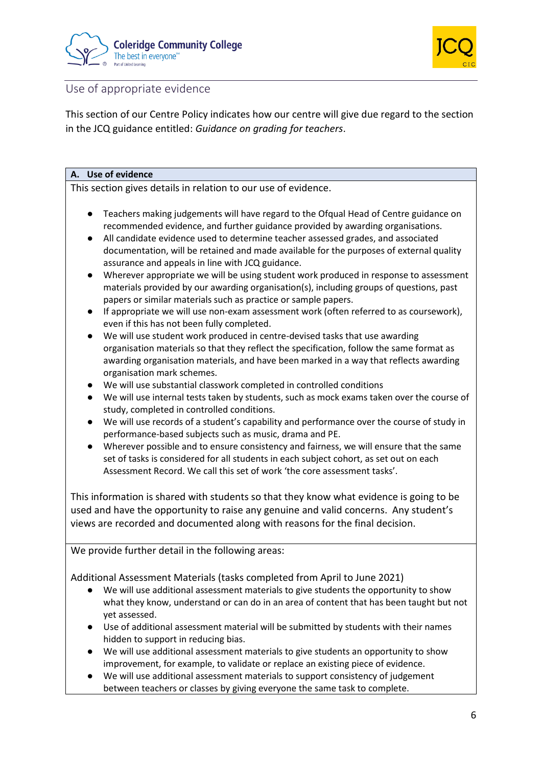## Use of appropriate evidence

This section of our Centre Policy indicates how our centre will give due regard to the section in the JCQ guidance entitled: *Guidance on grading for teachers*.

### A. Use of evidence

This section gives details in relation to our use of evidence.

- Teachers making judgements will have regard to the Ofqual Head of Centre guidance on recommended evidence, and further guidance provided by awarding organisations.
- All candidate evidence used to determine teacher assessed grades, and associated documentation, will be retained and made available for the purposes of external quality assurance and appeals in line with JCQ guidance.
- Wherever appropriate we will be using student work produced in response to assessment materials provided by our awarding organisation(s), including groups of questions, past papers or similar materials such as practice or sample papers.
- If appropriate we will use non-exam assessment work (often referred to as coursework), even if this has not been fully completed.
- We will use student work produced in centre-devised tasks that use awarding organisation materials so that they reflect the specification, follow the same format as awarding organisation materials, and have been marked in a way that reflects awarding organisation mark schemes.
- We will use substantial classwork completed in controlled conditions
- We will use internal tests taken by students, such as mock exams taken over the course of study, completed in controlled conditions.
- We will use records of a student's capability and performance over the course of study in performance-based subjects such as music, drama and PE.
- Wherever possible and to ensure consistency and fairness, we will ensure that the same set of tasks is considered for all students in each subject cohort, as set out on each Assessment Record. We call this set of work 'the core assessment tasks'.

This information is shared with students so that they know what evidence is going to be used and have the opportunity to raise any genuine and valid concerns. Any student's views are recorded and documented along with reasons for the final decision.

We provide further detail in the following areas:

Additional Assessment Materials (tasks completed from April to June 2021)

- We will use additional assessment materials to give students the opportunity to show what they know, understand or can do in an area of content that has been taught but not yet assessed.
- Use of additional assessment material will be submitted by students with their names hidden to support in reducing bias.
- We will use additional assessment materials to give students an opportunity to show improvement, for example, to validate or replace an existing piece of evidence.
- We will use additional assessment materials to support consistency of judgement between teachers or classes by giving everyone the same task to complete.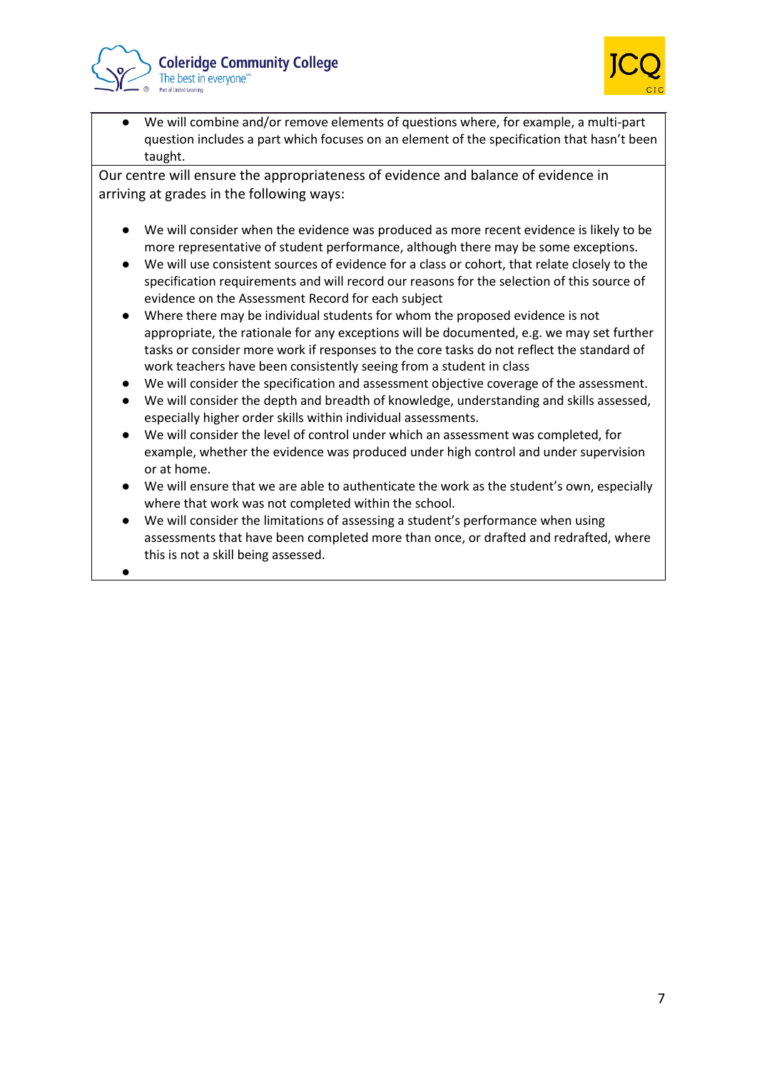- We will combine and/or remove elements of questions where, for example, a multi-part question includes a part which focuses on an element of the specification that hasn't been taught.

Our centre will ensure the appropriateness of evidence and balance of evidence in arriving at grades in the following ways:

- We will consider when the evidence was produced as more recent evidence is likely to be more representative of student performance, although there may be some exceptions.
- We will use consistent sources of evidence for a class or cohort, that relate closely to the specification requirements and will record our reasons for the selection of this source of evidence on the Assessment Record for each subject
- Where there may be individual students for whom the proposed evidence is not appropriate, the rationale for any exceptions will be documented, e.g. we may set further tasks or consider more work if responses to the core tasks do not reflect the standard of work teachers have been consistently seeing from a student in class
- We will consider the specification and assessment objective coverage of the assessment.
- We will consider the depth and breadth of knowledge, understanding and skills assessed, especially higher order skills within individual assessments.
- We will consider the level of control under which an assessment was completed, for example, whether the evidence was produced under high control and under supervision or at home.
- We will ensure that we are able to authenticate the work as the student's own, especially where that work was not completed within the school.
- We will consider the limitations of assessing a student's performance when using assessments that have been completed more than once, or drafted and redrafted, where this is not a skill being assessed.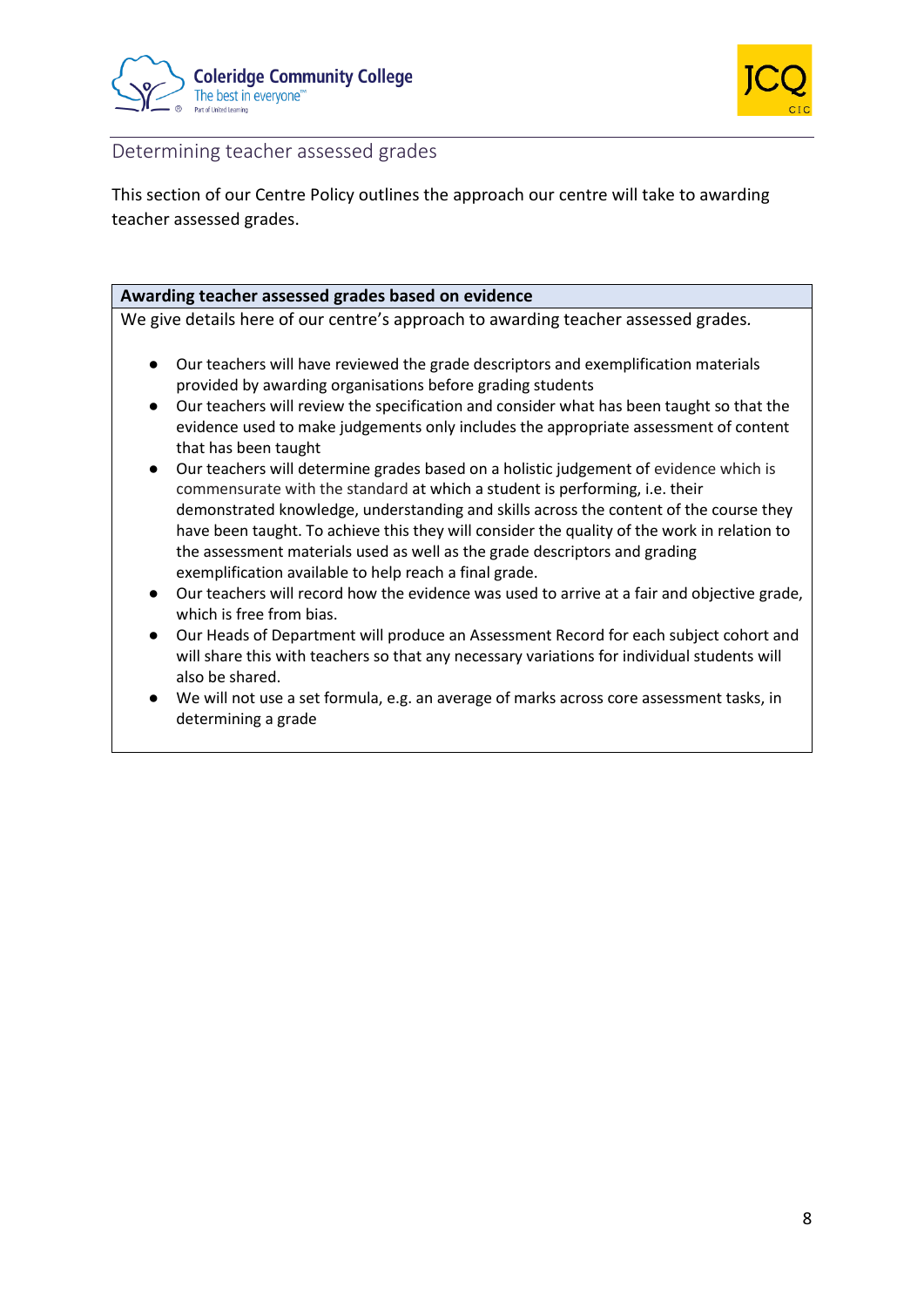## Determining teacher assessed grades

This section of our Centre Policy outlines the approach our centre will take to awarding teacher assessed grades.

**Awarding teacher assessed grades based on evidence**

We give details here of our centre's approach to awarding teacher assessed grades.

- Our teachers will have reviewed the grade descriptors and exemplification materials provided by awarding organisations before grading students
- Our teachers will review the specification and consider what has been taught so that the evidence used to make judgements only includes the appropriate assessment of content that has been taught
- Our teachers will determine grades based on a holistic judgement of evidence which is commensurate with the standard at which a student is performing, i.e. their demonstrated knowledge, understanding and skills across the content of the course they have been taught. To achieve this they will consider the quality of the work in relation to the assessment materials used as well as the grade descriptors and grading exemplification available to help reach a final grade.
- Our teachers will record how the evidence was used to arrive at a fair and objective grade, which is free from bias.
- Our Heads of Department will produce an Assessment Record for each subject cohort and will share this with teachers so that any necessary variations for individual students will also be shared.
- We will not use a set formula, e.g. an average of marks across core assessment tasks, in determining a grade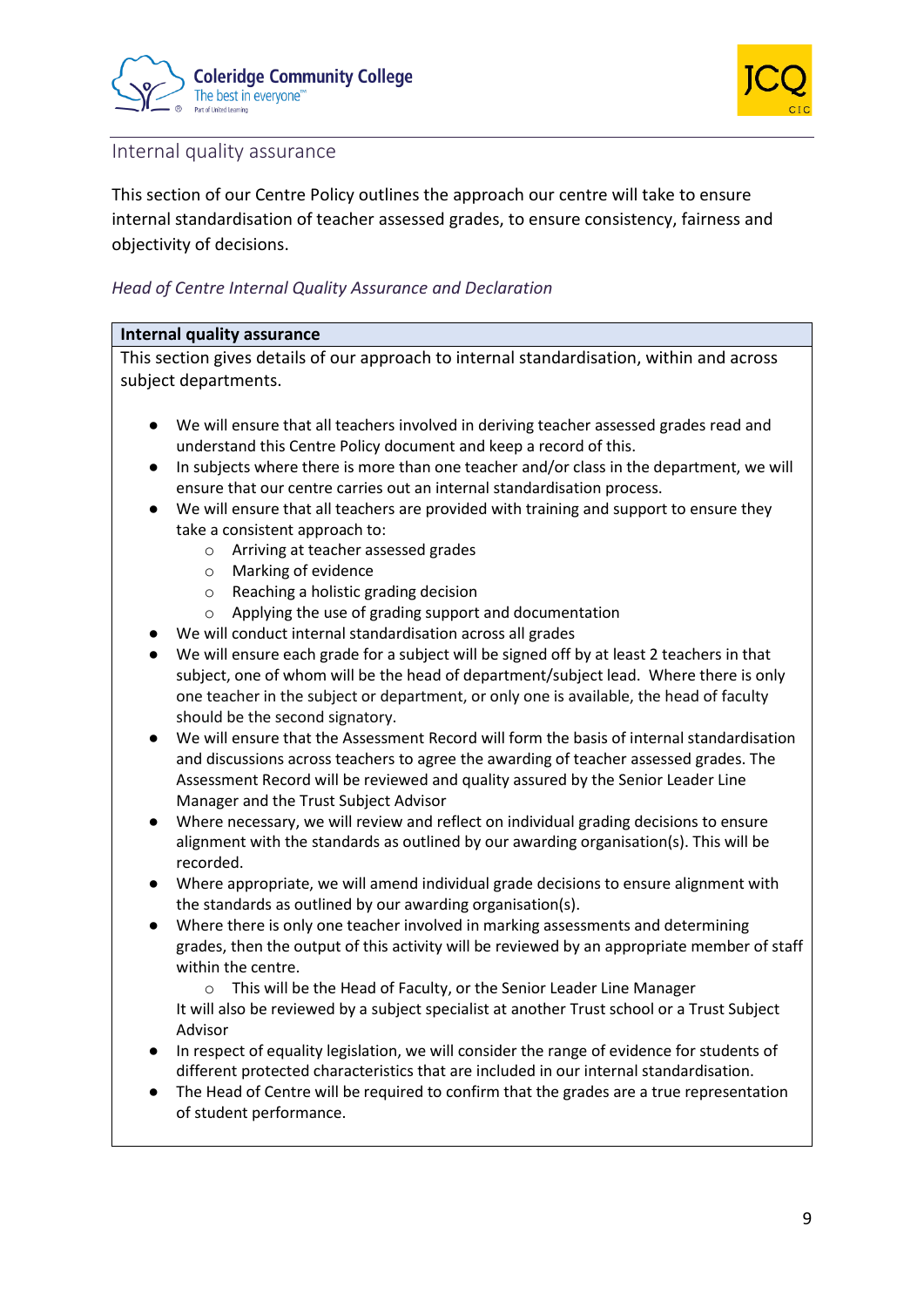## Internal quality assurance

This section of our Centre Policy outlines the approach our centre will take to ensure internal standardisation of teacher assessed grades, to ensure consistency, fairness and objectivity of decisions.

*Head of Centre Internal Quality Assurance and Declaration*

**Internal quality assurance**

This section gives details of our approach to internal standardisation, within and across subject departments.

- We will ensure that all teachers involved in deriving teacher assessed grades read and understand this Centre Policy document and keep a record of this.
- In subjects where there is more than one teacher and/or class in the department, we will ensure that our centre carries out an internal standardisation process.
- We will ensure that all teachers are provided with training and support to ensure they take a consistent approach to:
    - Arriving at teacher assessed grades
    - Marking of evidence
    - Reaching a holistic grading decision
    - Applying the use of grading support and documentation
- We will conduct internal standardisation across all grades
- We will ensure each grade for a subject will be signed off by at least 2 teachers in that subject, one of whom will be the head of department/subject lead. Where there is only one teacher in the subject or department, or only one is available, the head of faculty should be the second signatory.
- We will ensure that the Assessment Record will form the basis of internal standardisation and discussions across teachers to agree the awarding of teacher assessed grades. The Assessment Record will be reviewed and quality assured by the Senior Leader Line Manager and the Trust Subject Advisor
- Where necessary, we will review and reflect on individual grading decisions to ensure alignment with the standards as outlined by our awarding organisation(s). This will be recorded.
- Where appropriate, we will amend individual grade decisions to ensure alignment with the standards as outlined by our awarding organisation(s).
- Where there is only one teacher involved in marking assessments and determining grades, then the output of this activity will be reviewed by an appropriate member of staff within the centre.
    - This will be the Head of Faculty, or the Senior Leader Line Manager

  It will also be reviewed by a subject specialist at another Trust school or a Trust Subject Advisor
- In respect of equality legislation, we will consider the range of evidence for students of different protected characteristics that are included in our internal standardisation.
- The Head of Centre will be required to confirm that the grades are a true representation of student performance.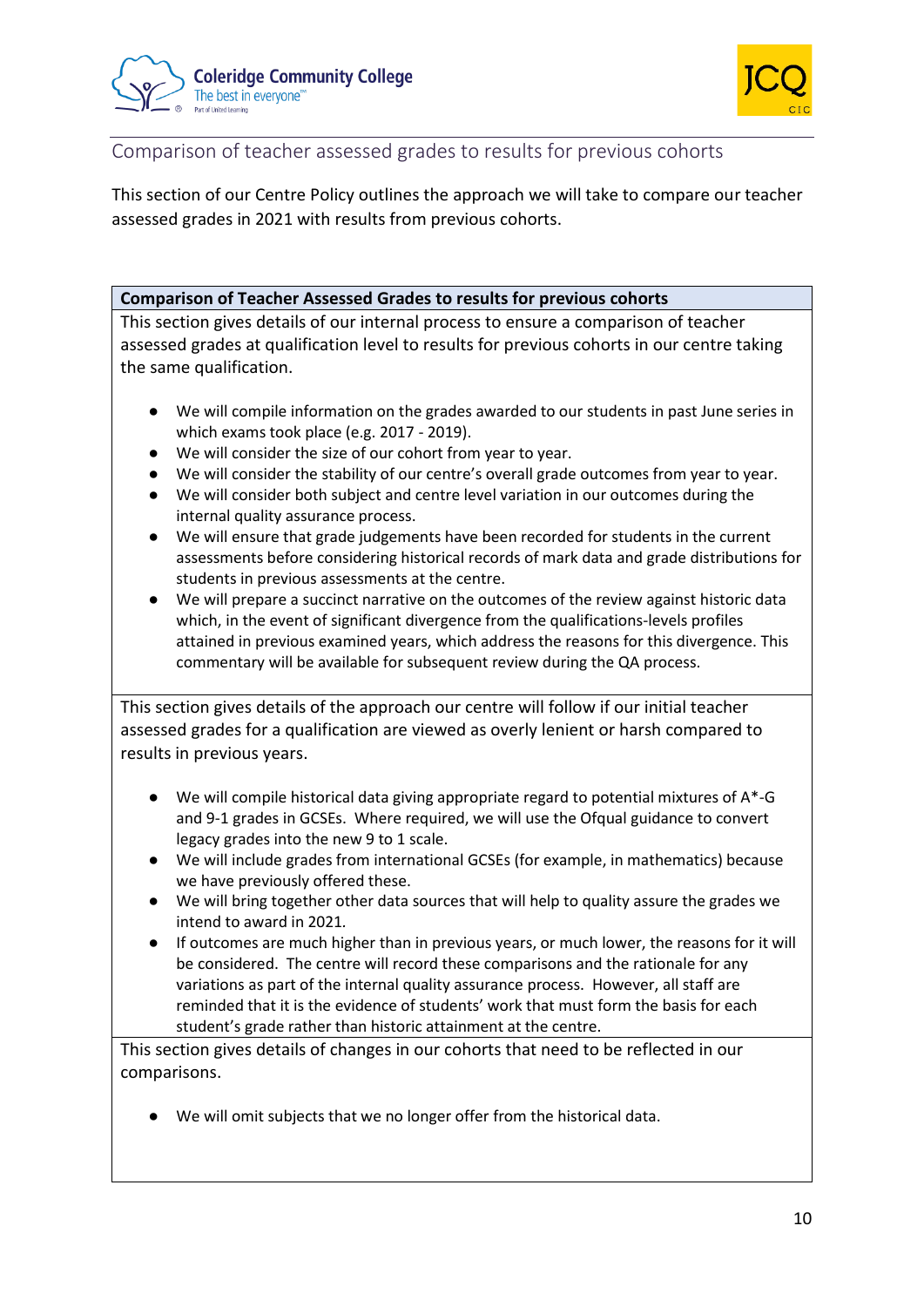## Comparison of teacher assessed grades to results for previous cohorts

This section of our Centre Policy outlines the approach we will take to compare our teacher assessed grades in 2021 with results from previous cohorts.

**Comparison of Teacher Assessed Grades to results for previous cohorts**

This section gives details of our internal process to ensure a comparison of teacher assessed grades at qualification level to results for previous cohorts in our centre taking the same qualification.

- We will compile information on the grades awarded to our students in past June series in which exams took place (e.g. 2017 - 2019).
- We will consider the size of our cohort from year to year.
- We will consider the stability of our centre's overall grade outcomes from year to year.
- We will consider both subject and centre level variation in our outcomes during the internal quality assurance process.
- We will ensure that grade judgements have been recorded for students in the current assessments before considering historical records of mark data and grade distributions for students in previous assessments at the centre.
- We will prepare a succinct narrative on the outcomes of the review against historic data which, in the event of significant divergence from the qualifications-levels profiles attained in previous examined years, which address the reasons for this divergence. This commentary will be available for subsequent review during the QA process.

This section gives details of the approach our centre will follow if our initial teacher assessed grades for a qualification are viewed as overly lenient or harsh compared to results in previous years.

- We will compile historical data giving appropriate regard to potential mixtures of A*-G and 9-1 grades in GCSEs. Where required, we will use the Ofqual guidance to convert legacy grades into the new 9 to 1 scale.
- We will include grades from international GCSEs (for example, in mathematics) because we have previously offered these.
- We will bring together other data sources that will help to quality assure the grades we intend to award in 2021.
- If outcomes are much higher than in previous years, or much lower, the reasons for it will be considered. The centre will record these comparisons and the rationale for any variations as part of the internal quality assurance process. However, all staff are reminded that it is the evidence of students' work that must form the basis for each student's grade rather than historic attainment at the centre.

This section gives details of changes in our cohorts that need to be reflected in our comparisons.

- We will omit subjects that we no longer offer from the historical data.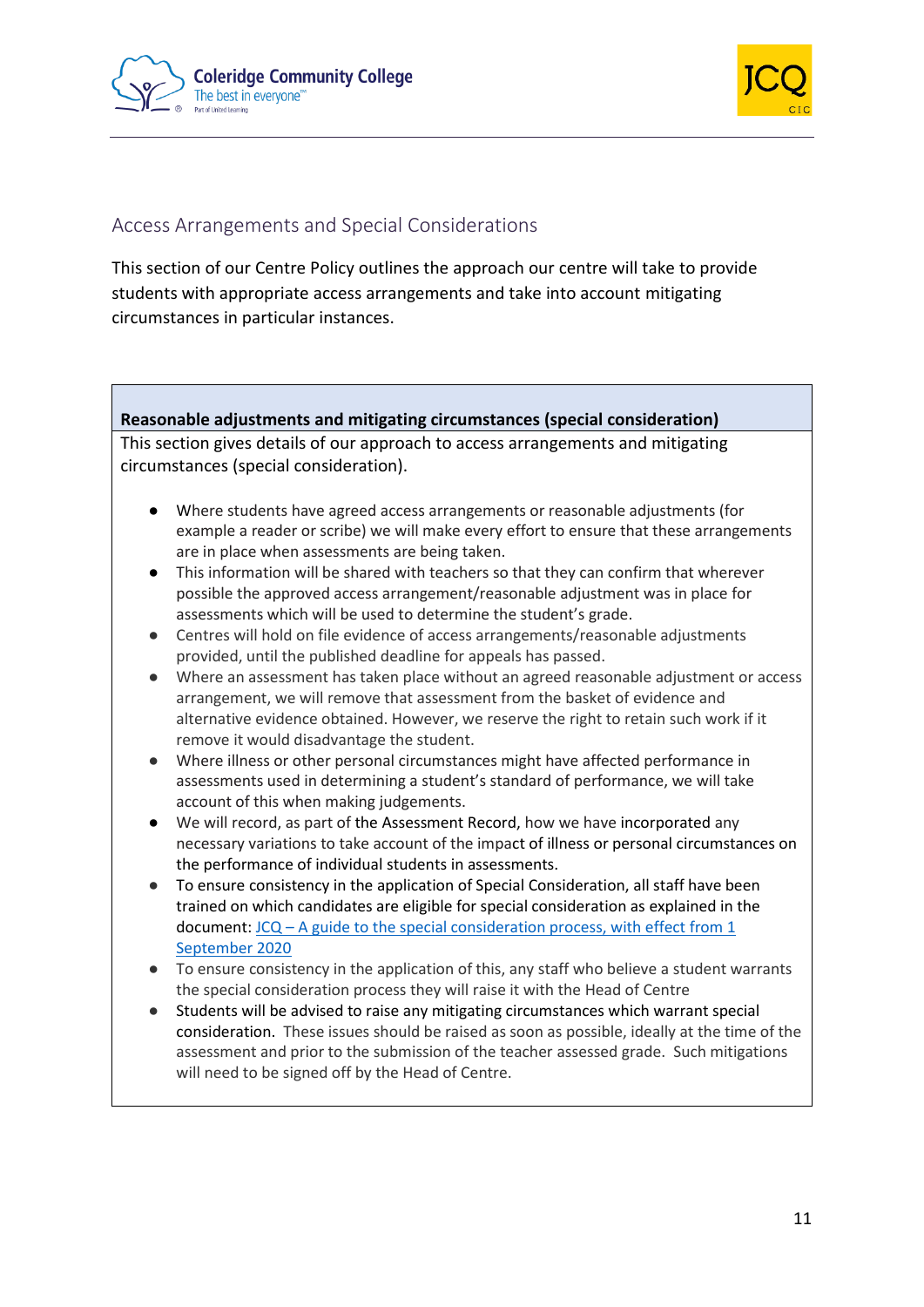## Access Arrangements and Special Considerations

This section of our Centre Policy outlines the approach our centre will take to provide students with appropriate access arrangements and take into account mitigating circumstances in particular instances.

**Reasonable adjustments and mitigating circumstances (special consideration)**

This section gives details of our approach to access arrangements and mitigating circumstances (special consideration).

- Where students have agreed access arrangements or reasonable adjustments (for example a reader or scribe) we will make every effort to ensure that these arrangements are in place when assessments are being taken.
- This information will be shared with teachers so that they can confirm that wherever possible the approved access arrangement/reasonable adjustment was in place for assessments which will be used to determine the student's grade.
- Centres will hold on file evidence of access arrangements/reasonable adjustments provided, until the published deadline for appeals has passed.
- Where an assessment has taken place without an agreed reasonable adjustment or access arrangement, we will remove that assessment from the basket of evidence and alternative evidence obtained. However, we reserve the right to retain such work if it remove it would disadvantage the student.
- Where illness or other personal circumstances might have affected performance in assessments used in determining a student's standard of performance, we will take account of this when making judgements.
- We will record, as part of the Assessment Record, how we have incorporated any necessary variations to take account of the impact of illness or personal circumstances on the performance of individual students in assessments.
- To ensure consistency in the application of Special Consideration, all staff have been trained on which candidates are eligible for special consideration as explained in the document: JCQ – A guide to the special consideration process, with effect from 1 September 2020
- To ensure consistency in the application of this, any staff who believe a student warrants the special consideration process they will raise it with the Head of Centre
- Students will be advised to raise any mitigating circumstances which warrant special consideration. These issues should be raised as soon as possible, ideally at the time of the assessment and prior to the submission of the teacher assessed grade. Such mitigations will need to be signed off by the Head of Centre.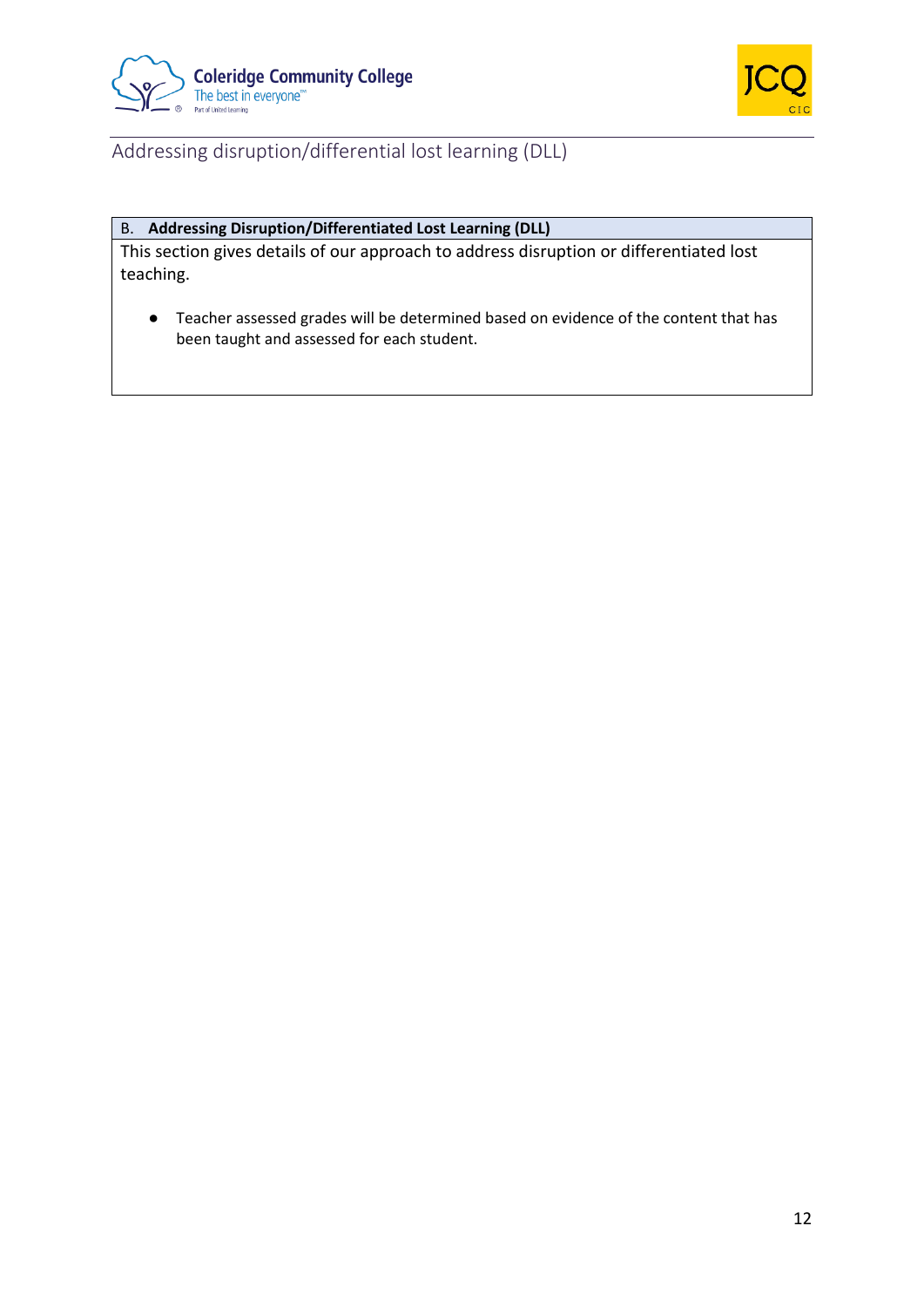Addressing disruption/differential lost learning (DLL)

| B. **Addressing Disruption/Differentiated Lost Learning (DLL)** |
| --- |
| This section gives details of our approach to address disruption or differentiated lost teaching.<br><br>● Teacher assessed grades will be determined based on evidence of the content that has been taught and assessed for each student. |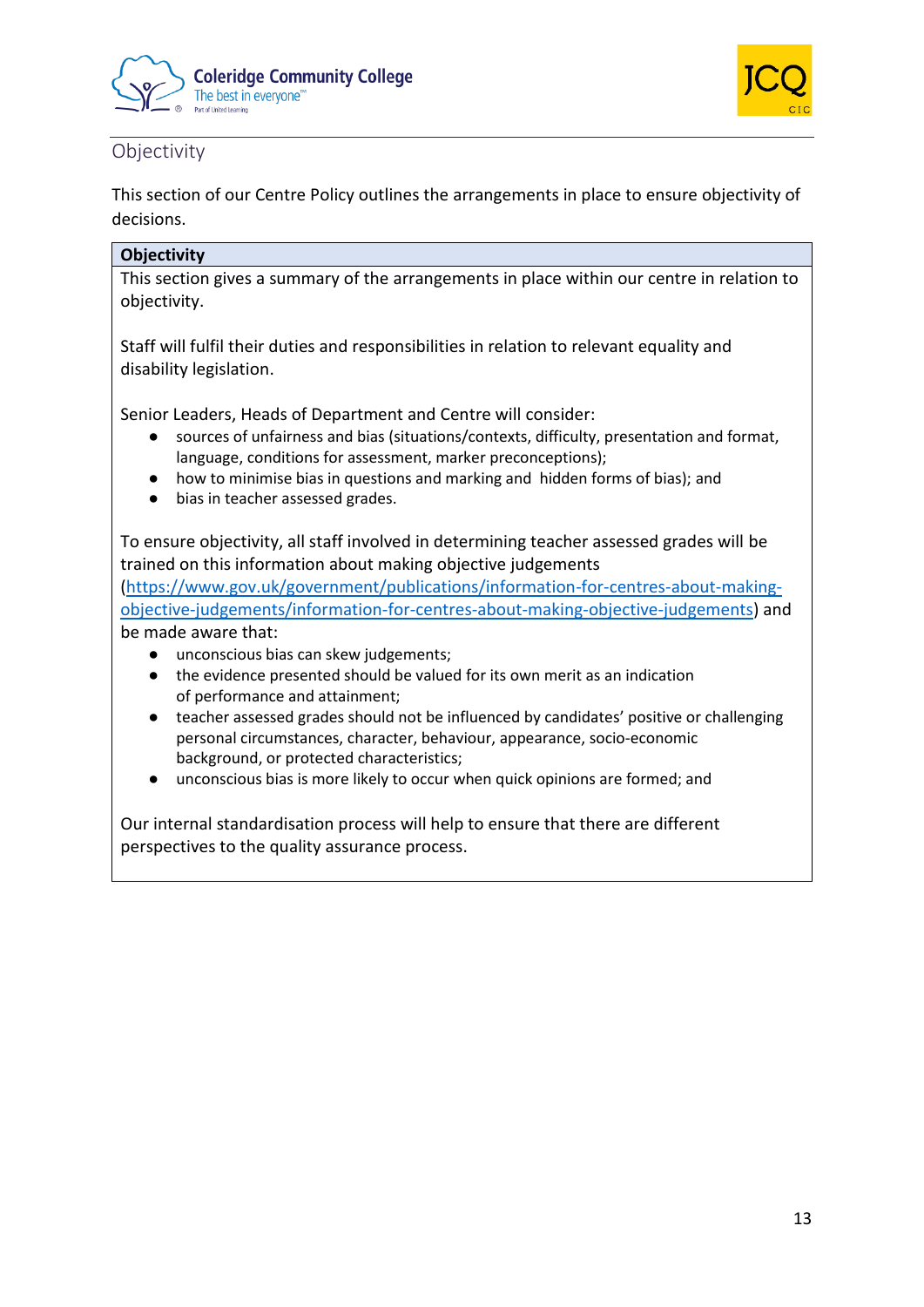## Objectivity

This section of our Centre Policy outlines the arrangements in place to ensure objectivity of decisions.

| Objectivity |
|---|
| This section gives a summary of the arrangements in place within our centre in relation to objectivity.<br><br>Staff will fulfil their duties and responsibilities in relation to relevant equality and disability legislation.<br><br>Senior Leaders, Heads of Department and Centre will consider:<br>● sources of unfairness and bias (situations/contexts, difficulty, presentation and format, language, conditions for assessment, marker preconceptions);<br>● how to minimise bias in questions and marking and hidden forms of bias); and<br>● bias in teacher assessed grades.<br><br>To ensure objectivity, all staff involved in determining teacher assessed grades will be trained on this information about making objective judgements (https://www.gov.uk/government/publications/information-for-centres-about-making-objective-judgements/information-for-centres-about-making-objective-judgements) and be made aware that:<br>● unconscious bias can skew judgements;<br>● the evidence presented should be valued for its own merit as an indication of performance and attainment;<br>● teacher assessed grades should not be influenced by candidates' positive or challenging personal circumstances, character, behaviour, appearance, socio-economic background, or protected characteristics;<br>● unconscious bias is more likely to occur when quick opinions are formed; and<br><br>Our internal standardisation process will help to ensure that there are different perspectives to the quality assurance process. |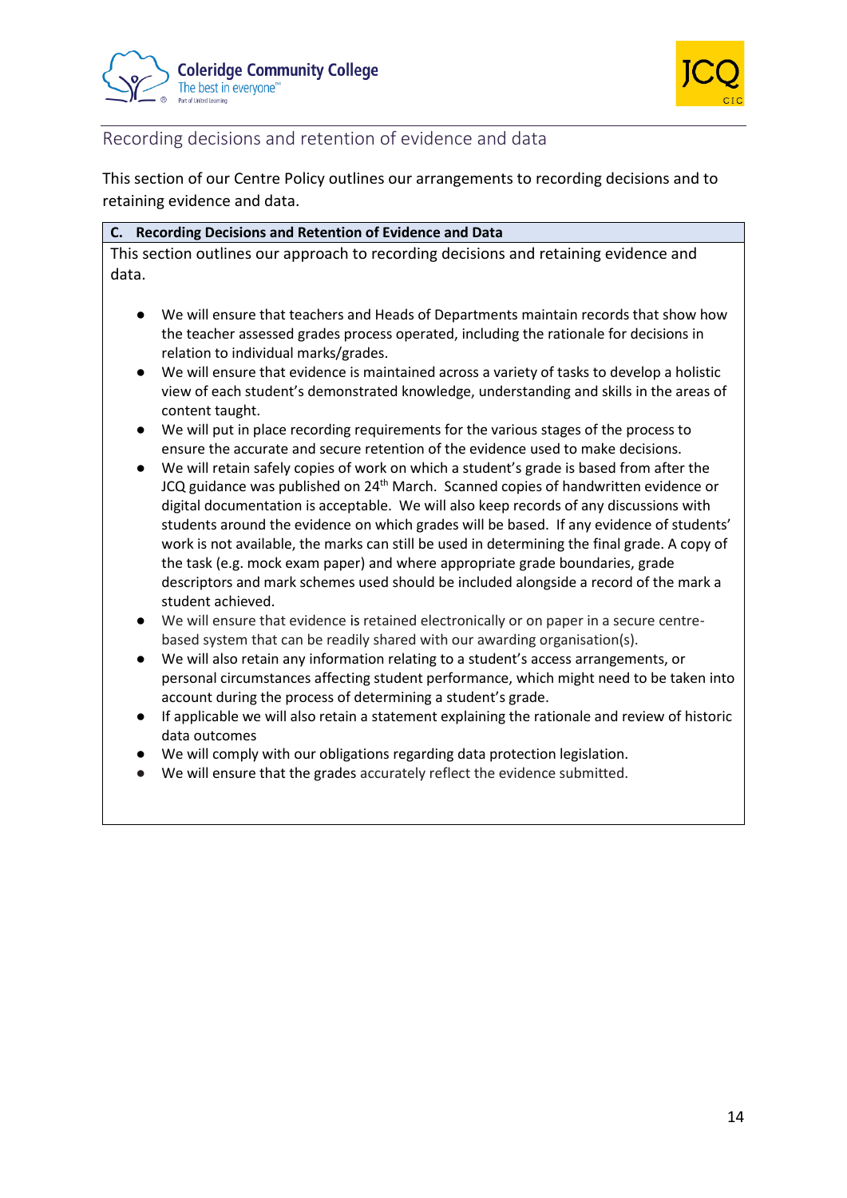## Recording decisions and retention of evidence and data

This section of our Centre Policy outlines our arrangements to recording decisions and to retaining evidence and data.

| C. Recording Decisions and Retention of Evidence and Data |
|---|
| This section outlines our approach to recording decisions and retaining evidence and data.<br><br>● We will ensure that teachers and Heads of Departments maintain records that show how the teacher assessed grades process operated, including the rationale for decisions in relation to individual marks/grades.<br>● We will ensure that evidence is maintained across a variety of tasks to develop a holistic view of each student's demonstrated knowledge, understanding and skills in the areas of content taught.<br>● We will put in place recording requirements for the various stages of the process to ensure the accurate and secure retention of the evidence used to make decisions.<br>● We will retain safely copies of work on which a student's grade is based from after the JCQ guidance was published on 24th March. Scanned copies of handwritten evidence or digital documentation is acceptable. We will also keep records of any discussions with students around the evidence on which grades will be based. If any evidence of students' work is not available, the marks can still be used in determining the final grade. A copy of the task (e.g. mock exam paper) and where appropriate grade boundaries, grade descriptors and mark schemes used should be included alongside a record of the mark a student achieved.<br>● We will ensure that evidence is retained electronically or on paper in a secure centre-based system that can be readily shared with our awarding organisation(s).<br>● We will also retain any information relating to a student's access arrangements, or personal circumstances affecting student performance, which might need to be taken into account during the process of determining a student's grade.<br>● If applicable we will also retain a statement explaining the rationale and review of historic data outcomes<br>● We will comply with our obligations regarding data protection legislation.<br>● We will ensure that the grades accurately reflect the evidence submitted. |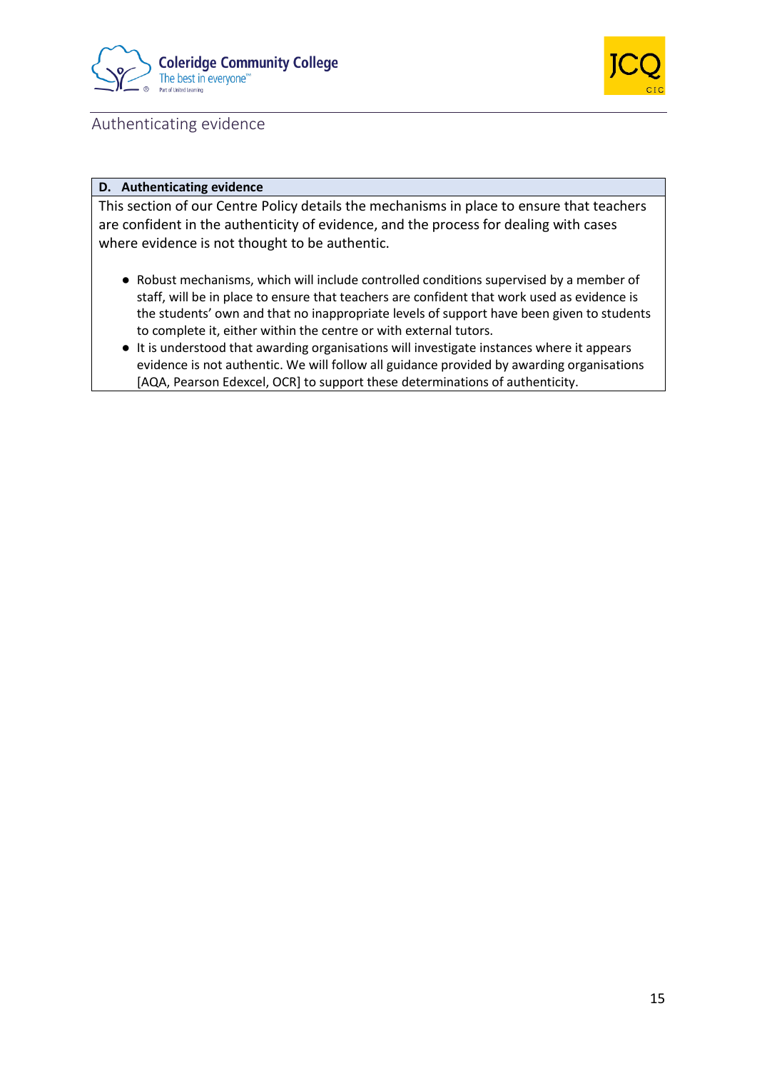## Authenticating evidence

### D. Authenticating evidence

This section of our Centre Policy details the mechanisms in place to ensure that teachers are confident in the authenticity of evidence, and the process for dealing with cases where evidence is not thought to be authentic.

- Robust mechanisms, which will include controlled conditions supervised by a member of staff, will be in place to ensure that teachers are confident that work used as evidence is the students' own and that no inappropriate levels of support have been given to students to complete it, either within the centre or with external tutors.
- It is understood that awarding organisations will investigate instances where it appears evidence is not authentic. We will follow all guidance provided by awarding organisations [AQA, Pearson Edexcel, OCR] to support these determinations of authenticity.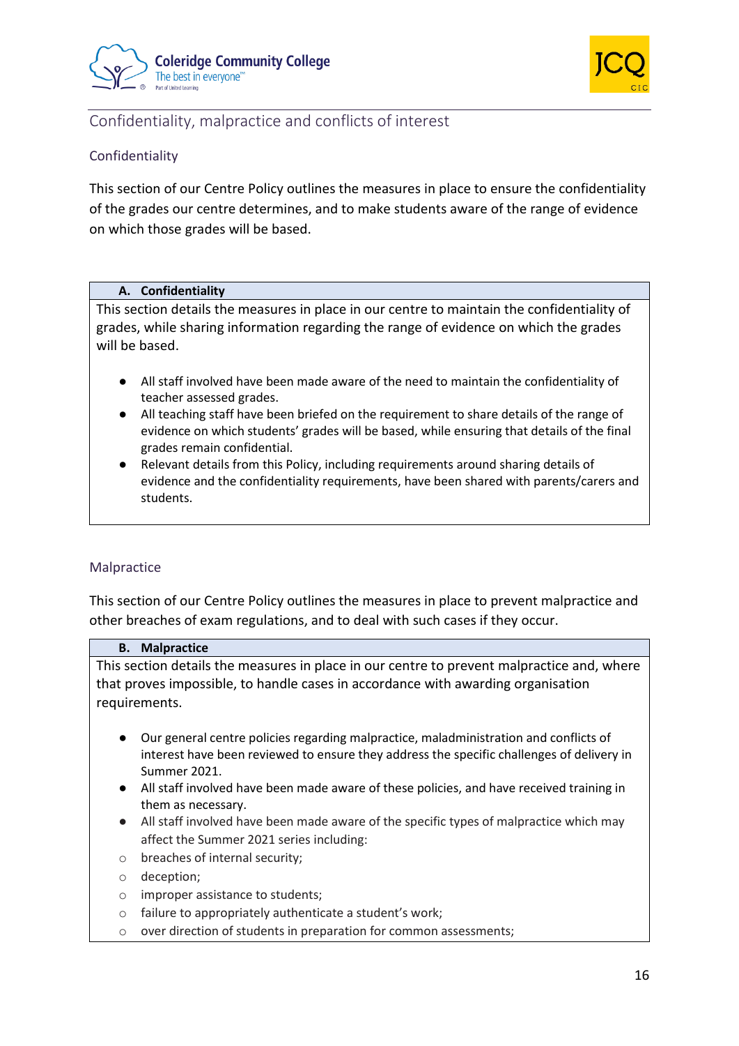## Confidentiality, malpractice and conflicts of interest

### Confidentiality

This section of our Centre Policy outlines the measures in place to ensure the confidentiality of the grades our centre determines, and to make students aware of the range of evidence on which those grades will be based.

| **A. Confidentiality** |
|---|
| This section details the measures in place in our centre to maintain the confidentiality of grades, while sharing information regarding the range of evidence on which the grades will be based.<br><br>• All staff involved have been made aware of the need to maintain the confidentiality of teacher assessed grades.<br>• All teaching staff have been briefed on the requirement to share details of the range of evidence on which students' grades will be based, while ensuring that details of the final grades remain confidential.<br>• Relevant details from this Policy, including requirements around sharing details of evidence and the confidentiality requirements, have been shared with parents/carers and students. |

### Malpractice

This section of our Centre Policy outlines the measures in place to prevent malpractice and other breaches of exam regulations, and to deal with such cases if they occur.

| **B. Malpractice** |
|---|
| This section details the measures in place in our centre to prevent malpractice and, where that proves impossible, to handle cases in accordance with awarding organisation requirements.<br><br>• Our general centre policies regarding malpractice, maladministration and conflicts of interest have been reviewed to ensure they address the specific challenges of delivery in Summer 2021.<br>• All staff involved have been made aware of these policies, and have received training in them as necessary.<br>• All staff involved have been made aware of the specific types of malpractice which may affect the Summer 2021 series including:<br>○ breaches of internal security;<br>○ deception;<br>○ improper assistance to students;<br>○ failure to appropriately authenticate a student's work;<br>○ over direction of students in preparation for common assessments; |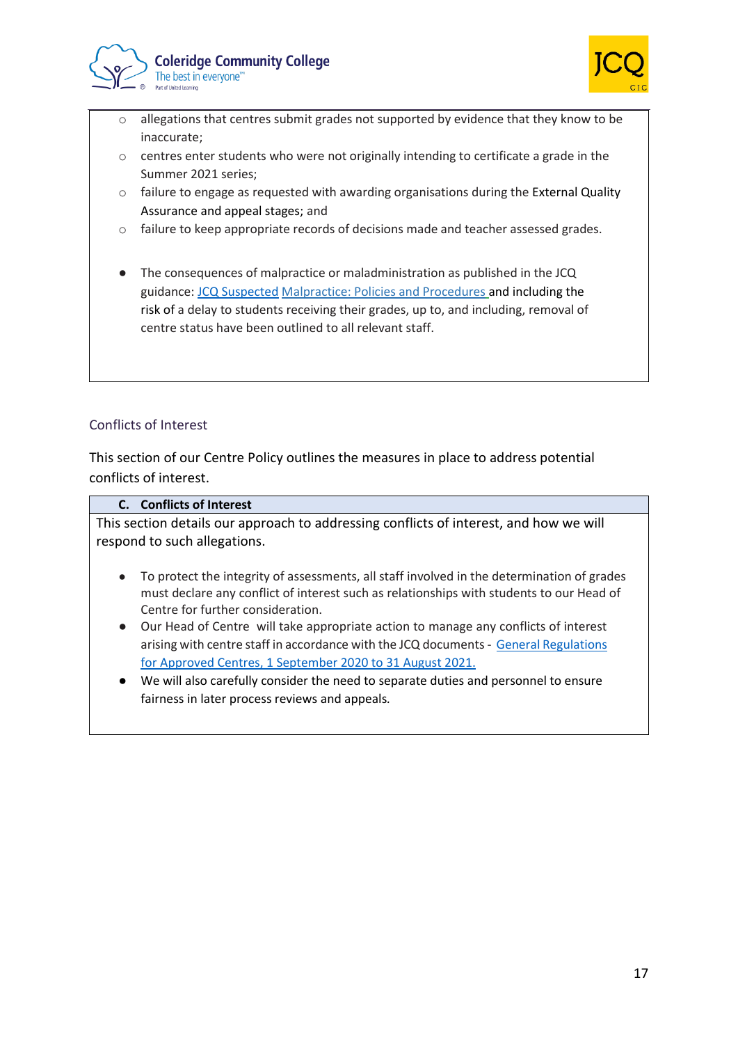- allegations that centres submit grades not supported by evidence that they know to be inaccurate;
- centres enter students who were not originally intending to certificate a grade in the Summer 2021 series;
- failure to engage as requested with awarding organisations during the External Quality Assurance and appeal stages; and
- failure to keep appropriate records of decisions made and teacher assessed grades.

- The consequences of malpractice or maladministration as published in the JCQ guidance: JCQ Suspected Malpractice: Policies and Procedures and including the risk of a delay to students receiving their grades, up to, and including, removal of centre status have been outlined to all relevant staff.

## Conflicts of Interest

This section of our Centre Policy outlines the measures in place to address potential conflicts of interest.

### C. Conflicts of Interest

This section details our approach to addressing conflicts of interest, and how we will respond to such allegations.

- To protect the integrity of assessments, all staff involved in the determination of grades must declare any conflict of interest such as relationships with students to our Head of Centre for further consideration.
- Our Head of Centre will take appropriate action to manage any conflicts of interest arising with centre staff in accordance with the JCQ documents - General Regulations for Approved Centres, 1 September 2020 to 31 August 2021.
- We will also carefully consider the need to separate duties and personnel to ensure fairness in later process reviews and appeals.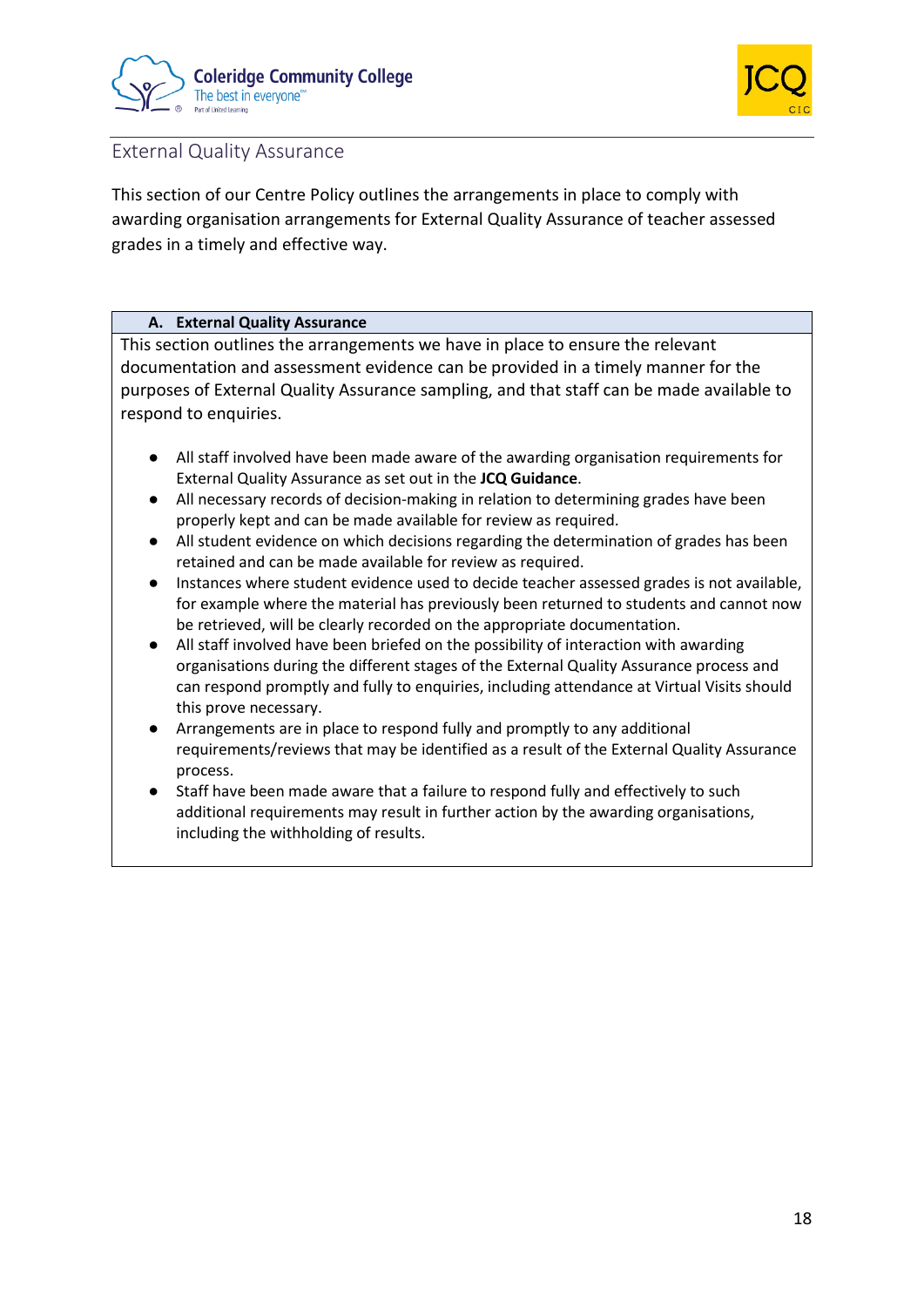## External Quality Assurance

This section of our Centre Policy outlines the arrangements in place to comply with awarding organisation arrangements for External Quality Assurance of teacher assessed grades in a timely and effective way.

### A. External Quality Assurance

This section outlines the arrangements we have in place to ensure the relevant documentation and assessment evidence can be provided in a timely manner for the purposes of External Quality Assurance sampling, and that staff can be made available to respond to enquiries.

- All staff involved have been made aware of the awarding organisation requirements for External Quality Assurance as set out in the **JCQ Guidance**.
- All necessary records of decision-making in relation to determining grades have been properly kept and can be made available for review as required.
- All student evidence on which decisions regarding the determination of grades has been retained and can be made available for review as required.
- Instances where student evidence used to decide teacher assessed grades is not available, for example where the material has previously been returned to students and cannot now be retrieved, will be clearly recorded on the appropriate documentation.
- All staff involved have been briefed on the possibility of interaction with awarding organisations during the different stages of the External Quality Assurance process and can respond promptly and fully to enquiries, including attendance at Virtual Visits should this prove necessary.
- Arrangements are in place to respond fully and promptly to any additional requirements/reviews that may be identified as a result of the External Quality Assurance process.
- Staff have been made aware that a failure to respond fully and effectively to such additional requirements may result in further action by the awarding organisations, including the withholding of results.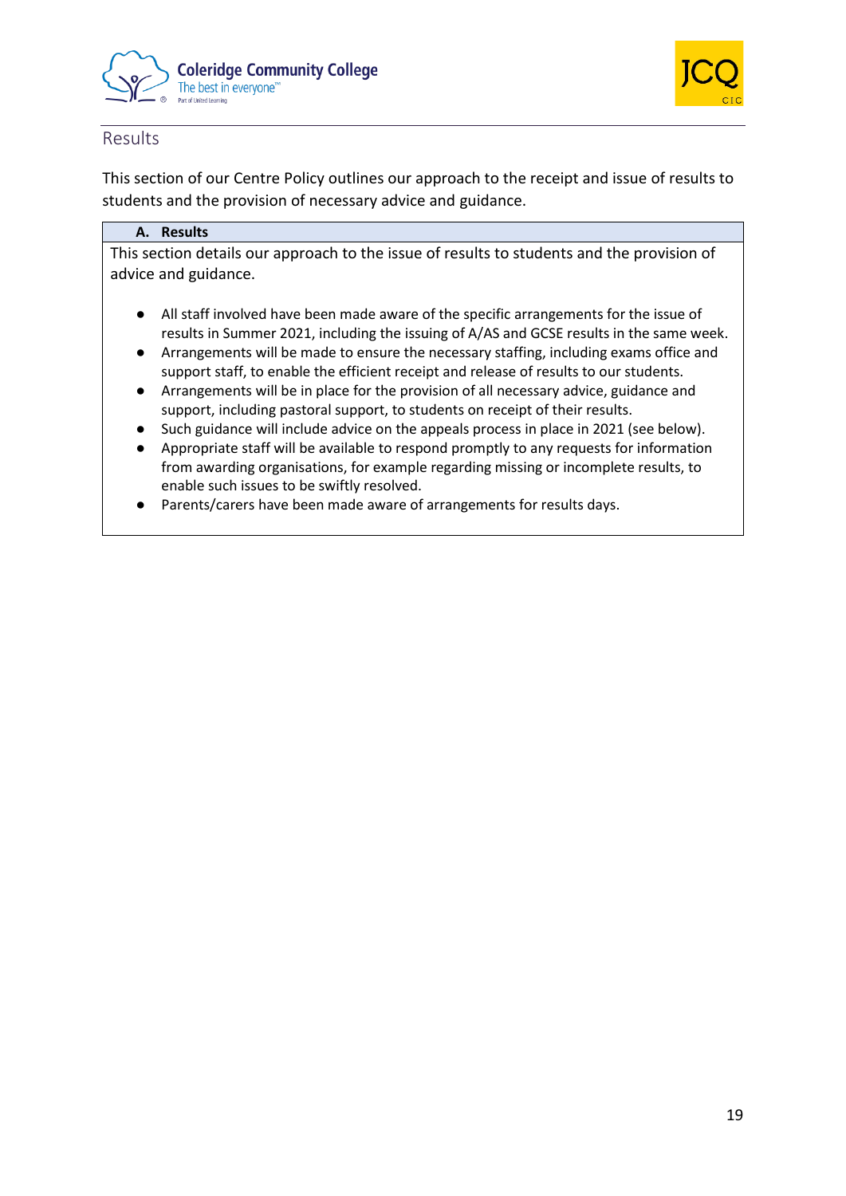## Results

This section of our Centre Policy outlines our approach to the receipt and issue of results to students and the provision of necessary advice and guidance.

### A. Results

This section details our approach to the issue of results to students and the provision of advice and guidance.

- All staff involved have been made aware of the specific arrangements for the issue of results in Summer 2021, including the issuing of A/AS and GCSE results in the same week.
- Arrangements will be made to ensure the necessary staffing, including exams office and support staff, to enable the efficient receipt and release of results to our students.
- Arrangements will be in place for the provision of all necessary advice, guidance and support, including pastoral support, to students on receipt of their results.
- Such guidance will include advice on the appeals process in place in 2021 (see below).
- Appropriate staff will be available to respond promptly to any requests for information from awarding organisations, for example regarding missing or incomplete results, to enable such issues to be swiftly resolved.
- Parents/carers have been made aware of arrangements for results days.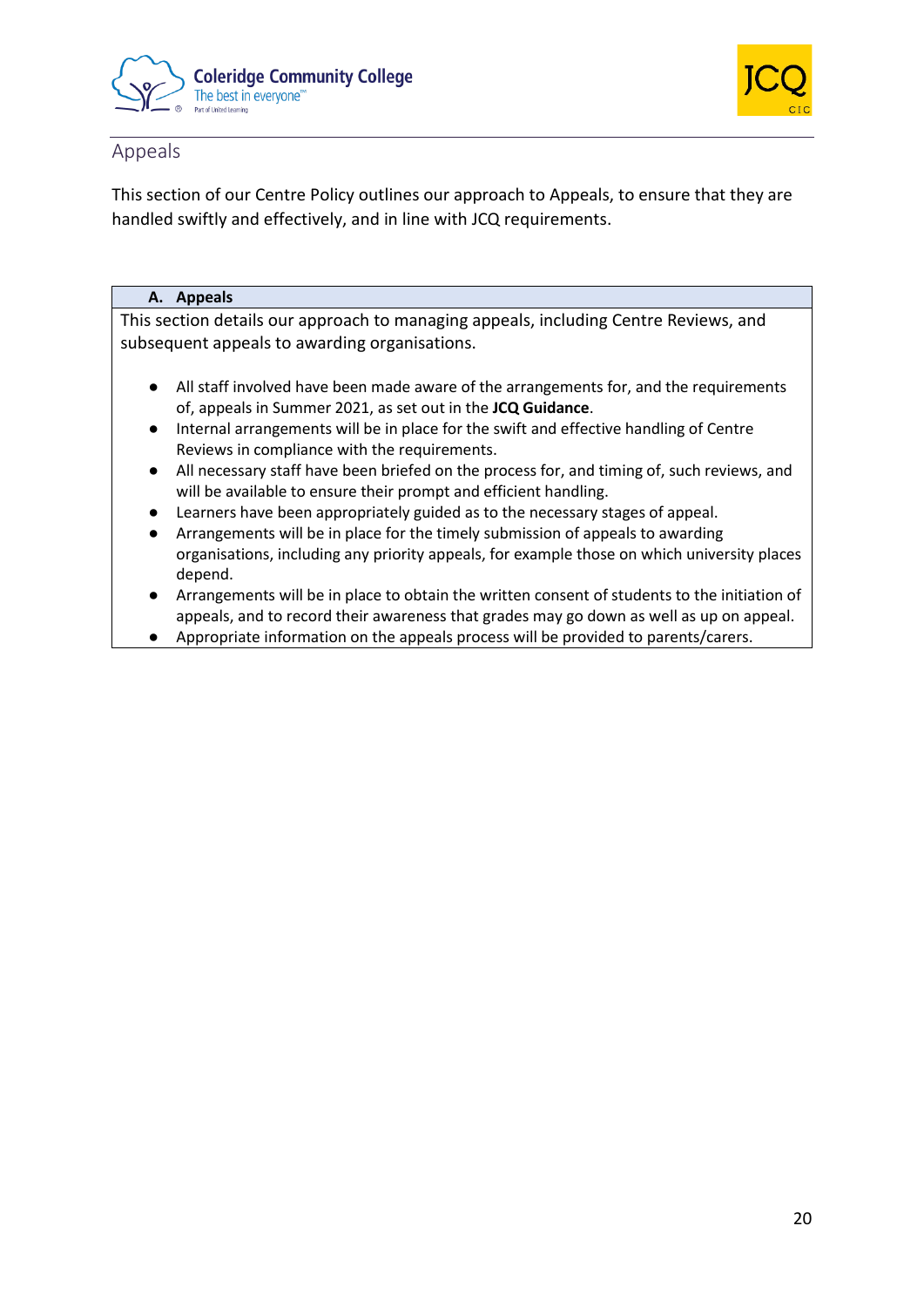## Appeals

This section of our Centre Policy outlines our approach to Appeals, to ensure that they are handled swiftly and effectively, and in line with JCQ requirements.

### A. Appeals

This section details our approach to managing appeals, including Centre Reviews, and subsequent appeals to awarding organisations.

- All staff involved have been made aware of the arrangements for, and the requirements of, appeals in Summer 2021, as set out in the **JCQ Guidance**.
- Internal arrangements will be in place for the swift and effective handling of Centre Reviews in compliance with the requirements.
- All necessary staff have been briefed on the process for, and timing of, such reviews, and will be available to ensure their prompt and efficient handling.
- Learners have been appropriately guided as to the necessary stages of appeal.
- Arrangements will be in place for the timely submission of appeals to awarding organisations, including any priority appeals, for example those on which university places depend.
- Arrangements will be in place to obtain the written consent of students to the initiation of appeals, and to record their awareness that grades may go down as well as up on appeal.
- Appropriate information on the appeals process will be provided to parents/carers.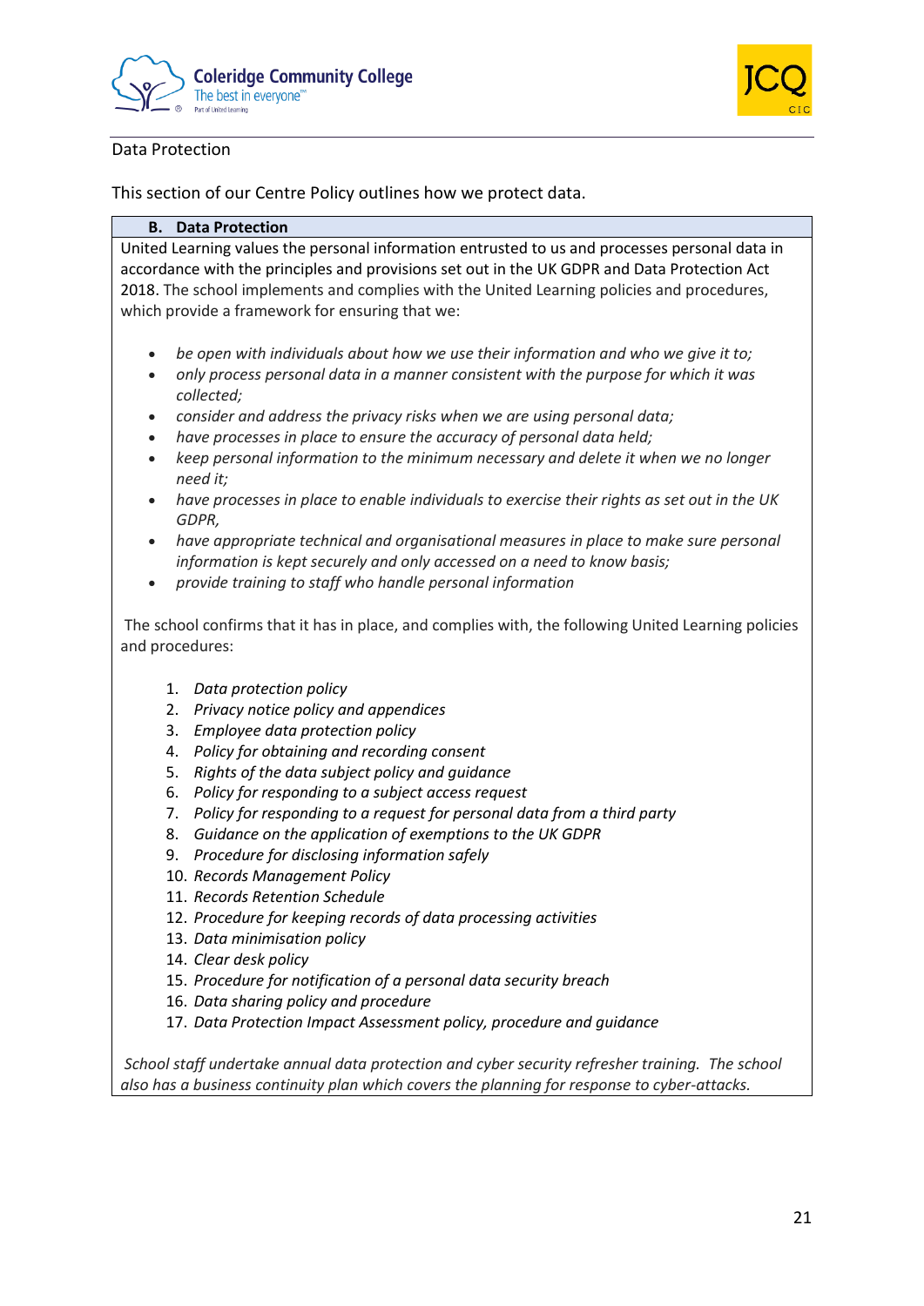Data Protection

This section of our Centre Policy outlines how we protect data.

## B. Data Protection

United Learning values the personal information entrusted to us and processes personal data in accordance with the principles and provisions set out in the UK GDPR and Data Protection Act 2018. The school implements and complies with the United Learning policies and procedures, which provide a framework for ensuring that we:

- *be open with individuals about how we use their information and who we give it to;*
- *only process personal data in a manner consistent with the purpose for which it was collected;*
- *consider and address the privacy risks when we are using personal data;*
- *have processes in place to ensure the accuracy of personal data held;*
- *keep personal information to the minimum necessary and delete it when we no longer need it;*
- *have processes in place to enable individuals to exercise their rights as set out in the UK GDPR,*
- *have appropriate technical and organisational measures in place to make sure personal information is kept securely and only accessed on a need to know basis;*
- *provide training to staff who handle personal information*

The school confirms that it has in place, and complies with, the following United Learning policies and procedures:

1. *Data protection policy*
2. *Privacy notice policy and appendices*
3. *Employee data protection policy*
4. *Policy for obtaining and recording consent*
5. *Rights of the data subject policy and guidance*
6. *Policy for responding to a subject access request*
7. *Policy for responding to a request for personal data from a third party*
8. *Guidance on the application of exemptions to the UK GDPR*
9. *Procedure for disclosing information safely*
10. *Records Management Policy*
11. *Records Retention Schedule*
12. *Procedure for keeping records of data processing activities*
13. *Data minimisation policy*
14. *Clear desk policy*
15. *Procedure for notification of a personal data security breach*
16. *Data sharing policy and procedure*
17. *Data Protection Impact Assessment policy, procedure and guidance*

*School staff undertake annual data protection and cyber security refresher training. The school also has a business continuity plan which covers the planning for response to cyber-attacks.*